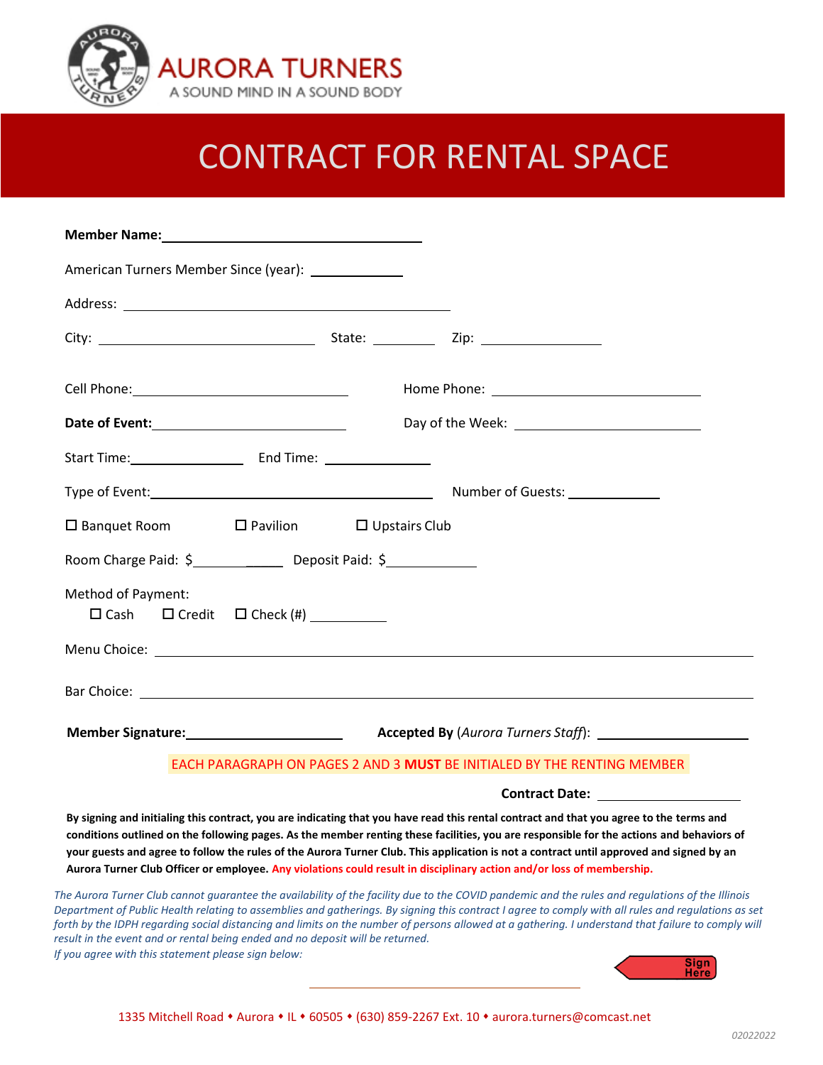# AURORA TURNERS

A SOUND MIND IN A SOUND BODY

# CONTRACT FOR RENTAL SPACE

**Member Name:** ______________________________

American Turners Member Since (year): __________

Address: ______________________________________

City: ________________________ State: ________ Zip: ______________

Cell Phone: ________________________ Home Phone: ________________________

**Date of Event:** ______________________ Day of the Week: ______________________

Start Time: ______________ End Time: ______________

Type of Event: ______________________________ Number of Guests: __________

☐ Banquet Room ☐ Pavilion ☐ Upstairs Club

Room Charge Paid: $______________ Deposit Paid: $__________

Method of Payment:

☐ Cash ☐ Credit ☐ Check (#) __________

Menu Choice: ______________________________________________________________

Bar Choice: _______________________________________________________________

**Member Signature:** ____________________ **Accepted By** (*Aurora Turners Staff*): ____________________

EACH PARAGRAPH ON PAGES 2 AND 3 **MUST** BE INITIALED BY THE RENTING MEMBER

**Contract Date:** ________________

**By signing and initialing this contract, you are indicating that you have read this rental contract and that you agree to the terms and conditions outlined on the following pages. As the member renting these facilities, you are responsible for the actions and behaviors of your guests and agree to follow the rules of the Aurora Turner Club. This application is not a contract until approved and signed by an Aurora Turner Club Officer or employee. Any violations could result in disciplinary action and/or loss of membership.**

*The Aurora Turner Club cannot guarantee the availability of the facility due to the COVID pandemic and the rules and regulations of the Illinois Department of Public Health relating to assemblies and gatherings. By signing this contract I agree to comply with all rules and regulations as set forth by the IDPH regarding social distancing and limits on the number of persons allowed at a gathering. I understand that failure to comply will result in the event and or rental being ended and no deposit will be returned.*

*If you agree with this statement please sign below:*

Sign Here

______________________________

1335 Mitchell Road • Aurora • IL • 60505 • (630) 859-2267 Ext. 10 • aurora.turners@comcast.net

02022022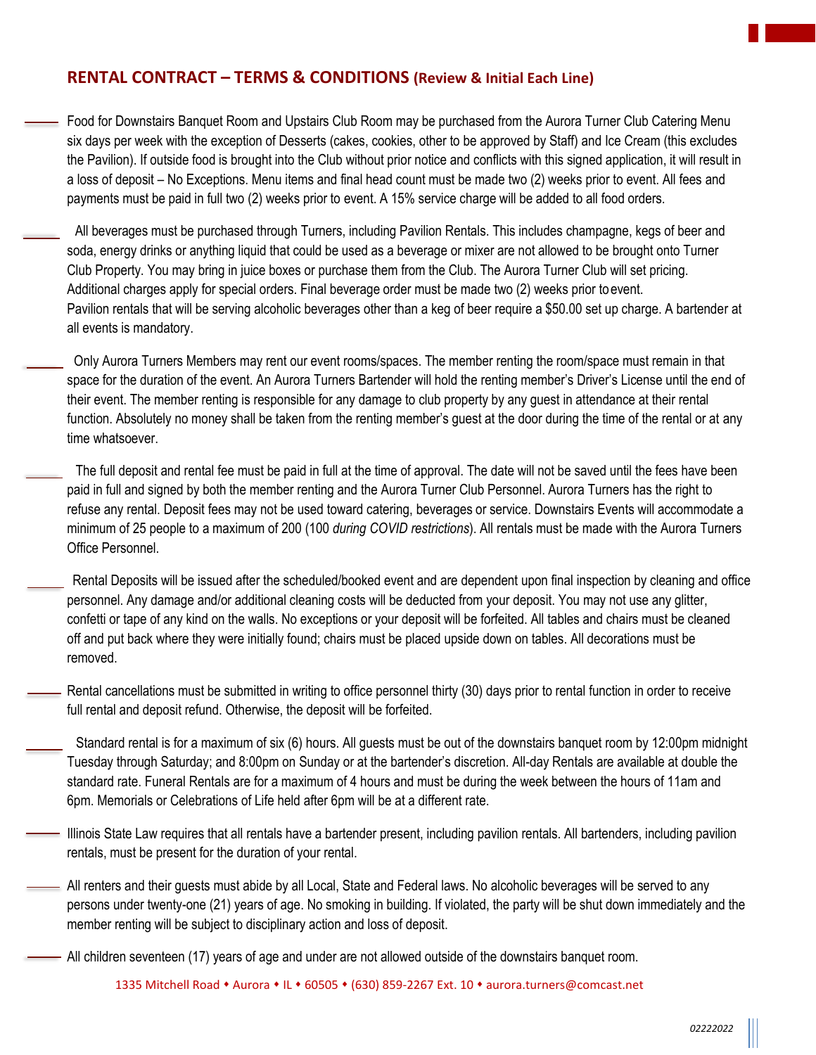## RENTAL CONTRACT – TERMS & CONDITIONS (Review & Initial Each Line)

_____ Food for Downstairs Banquet Room and Upstairs Club Room may be purchased from the Aurora Turner Club Catering Menu six days per week with the exception of Desserts (cakes, cookies, other to be approved by Staff) and Ice Cream (this excludes the Pavilion). If outside food is brought into the Club without prior notice and conflicts with this signed application, it will result in a loss of deposit – No Exceptions. Menu items and final head count must be made two (2) weeks prior to event. All fees and payments must be paid in full two (2) weeks prior to event. A 15% service charge will be added to all food orders.

_____ All beverages must be purchased through Turners, including Pavilion Rentals. This includes champagne, kegs of beer and soda, energy drinks or anything liquid that could be used as a beverage or mixer are not allowed to be brought onto Turner Club Property. You may bring in juice boxes or purchase them from the Club. The Aurora Turner Club will set pricing. Additional charges apply for special orders. Final beverage order must be made two (2) weeks prior to event. Pavilion rentals that will be serving alcoholic beverages other than a keg of beer require a $50.00 set up charge. A bartender at all events is mandatory.

_____ Only Aurora Turners Members may rent our event rooms/spaces. The member renting the room/space must remain in that space for the duration of the event. An Aurora Turners Bartender will hold the renting member's Driver's License until the end of their event. The member renting is responsible for any damage to club property by any guest in attendance at their rental function. Absolutely no money shall be taken from the renting member's guest at the door during the time of the rental or at any time whatsoever.

_____ The full deposit and rental fee must be paid in full at the time of approval. The date will not be saved until the fees have been paid in full and signed by both the member renting and the Aurora Turner Club Personnel. Aurora Turners has the right to refuse any rental. Deposit fees may not be used toward catering, beverages or service. Downstairs Events will accommodate a minimum of 25 people to a maximum of 200 (100 *during COVID restrictions*). All rentals must be made with the Aurora Turners Office Personnel.

_____ Rental Deposits will be issued after the scheduled/booked event and are dependent upon final inspection by cleaning and office personnel. Any damage and/or additional cleaning costs will be deducted from your deposit. You may not use any glitter, confetti or tape of any kind on the walls. No exceptions or your deposit will be forfeited. All tables and chairs must be cleaned off and put back where they were initially found; chairs must be placed upside down on tables. All decorations must be removed.

_____ Rental cancellations must be submitted in writing to office personnel thirty (30) days prior to rental function in order to receive full rental and deposit refund. Otherwise, the deposit will be forfeited.

_____ Standard rental is for a maximum of six (6) hours. All guests must be out of the downstairs banquet room by 12:00pm midnight Tuesday through Saturday; and 8:00pm on Sunday or at the bartender's discretion. All-day Rentals are available at double the standard rate. Funeral Rentals are for a maximum of 4 hours and must be during the week between the hours of 11am and 6pm. Memorials or Celebrations of Life held after 6pm will be at a different rate.

_____ Illinois State Law requires that all rentals have a bartender present, including pavilion rentals. All bartenders, including pavilion rentals, must be present for the duration of your rental.

_____ All renters and their guests must abide by all Local, State and Federal laws. No alcoholic beverages will be served to any persons under twenty-one (21) years of age. No smoking in building. If violated, the party will be shut down immediately and the member renting will be subject to disciplinary action and loss of deposit.

_____ All children seventeen (17) years of age and under are not allowed outside of the downstairs banquet room.

1335 Mitchell Road ⬩ Aurora ⬩ IL ⬩ 60505 ⬩ (630) 859-2267 Ext. 10 ⬩ aurora.turners@comcast.net

02222022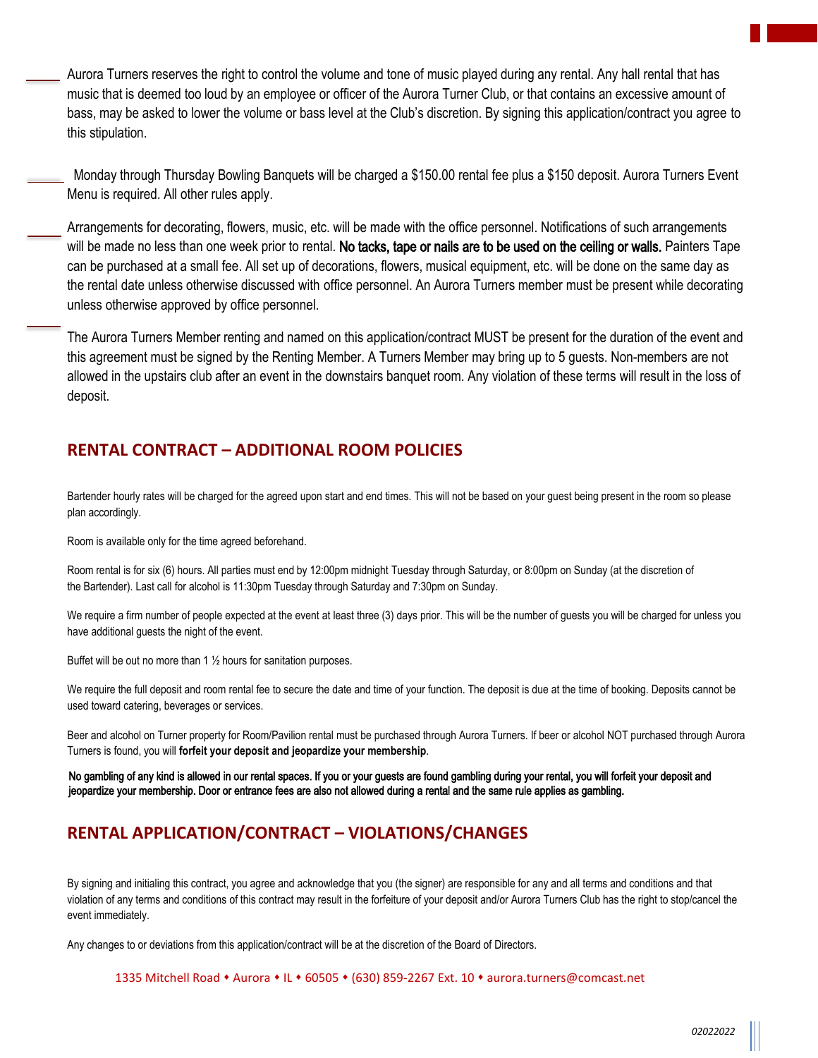_____ Aurora Turners reserves the right to control the volume and tone of music played during any rental. Any hall rental that has music that is deemed too loud by an employee or officer of the Aurora Turner Club, or that contains an excessive amount of bass, may be asked to lower the volume or bass level at the Club's discretion. By signing this application/contract you agree to this stipulation.

_____ Monday through Thursday Bowling Banquets will be charged a $150.00 rental fee plus a $150 deposit. Aurora Turners Event Menu is required. All other rules apply.

_____ Arrangements for decorating, flowers, music, etc. will be made with the office personnel. Notifications of such arrangements will be made no less than one week prior to rental. **No tacks, tape or nails are to be used on the ceiling or walls.** Painters Tape can be purchased at a small fee. All set up of decorations, flowers, musical equipment, etc. will be done on the same day as the rental date unless otherwise discussed with office personnel. An Aurora Turners member must be present while decorating unless otherwise approved by office personnel.

_____ The Aurora Turners Member renting and named on this application/contract MUST be present for the duration of the event and this agreement must be signed by the Renting Member. A Turners Member may bring up to 5 guests. Non-members are not allowed in the upstairs club after an event in the downstairs banquet room. Any violation of these terms will result in the loss of deposit.

## RENTAL CONTRACT – ADDITIONAL ROOM POLICIES

Bartender hourly rates will be charged for the agreed upon start and end times. This will not be based on your guest being present in the room so please plan accordingly.

Room is available only for the time agreed beforehand.

Room rental is for six (6) hours. All parties must end by 12:00pm midnight Tuesday through Saturday, or 8:00pm on Sunday (at the discretion of the Bartender). Last call for alcohol is 11:30pm Tuesday through Saturday and 7:30pm on Sunday.

We require a firm number of people expected at the event at least three (3) days prior. This will be the number of guests you will be charged for unless you have additional guests the night of the event.

Buffet will be out no more than 1 ½ hours for sanitation purposes.

We require the full deposit and room rental fee to secure the date and time of your function. The deposit is due at the time of booking. Deposits cannot be used toward catering, beverages or services.

Beer and alcohol on Turner property for Room/Pavilion rental must be purchased through Aurora Turners. If beer or alcohol NOT purchased through Aurora Turners is found, you will **forfeit your deposit and jeopardize your membership**.

**No gambling of any kind is allowed in our rental spaces. If you or your guests are found gambling during your rental, you will forfeit your deposit and jeopardize your membership. Door or entrance fees are also not allowed during a rental and the same rule applies as gambling.**

## RENTAL APPLICATION/CONTRACT – VIOLATIONS/CHANGES

By signing and initialing this contract, you agree and acknowledge that you (the signer) are responsible for any and all terms and conditions and that violation of any terms and conditions of this contract may result in the forfeiture of your deposit and/or Aurora Turners Club has the right to stop/cancel the event immediately.

Any changes to or deviations from this application/contract will be at the discretion of the Board of Directors.

1335 Mitchell Road ⬩ Aurora ⬩ IL ⬩ 60505 ⬩ (630) 859-2267 Ext. 10 ⬩ aurora.turners@comcast.net

*02022022*